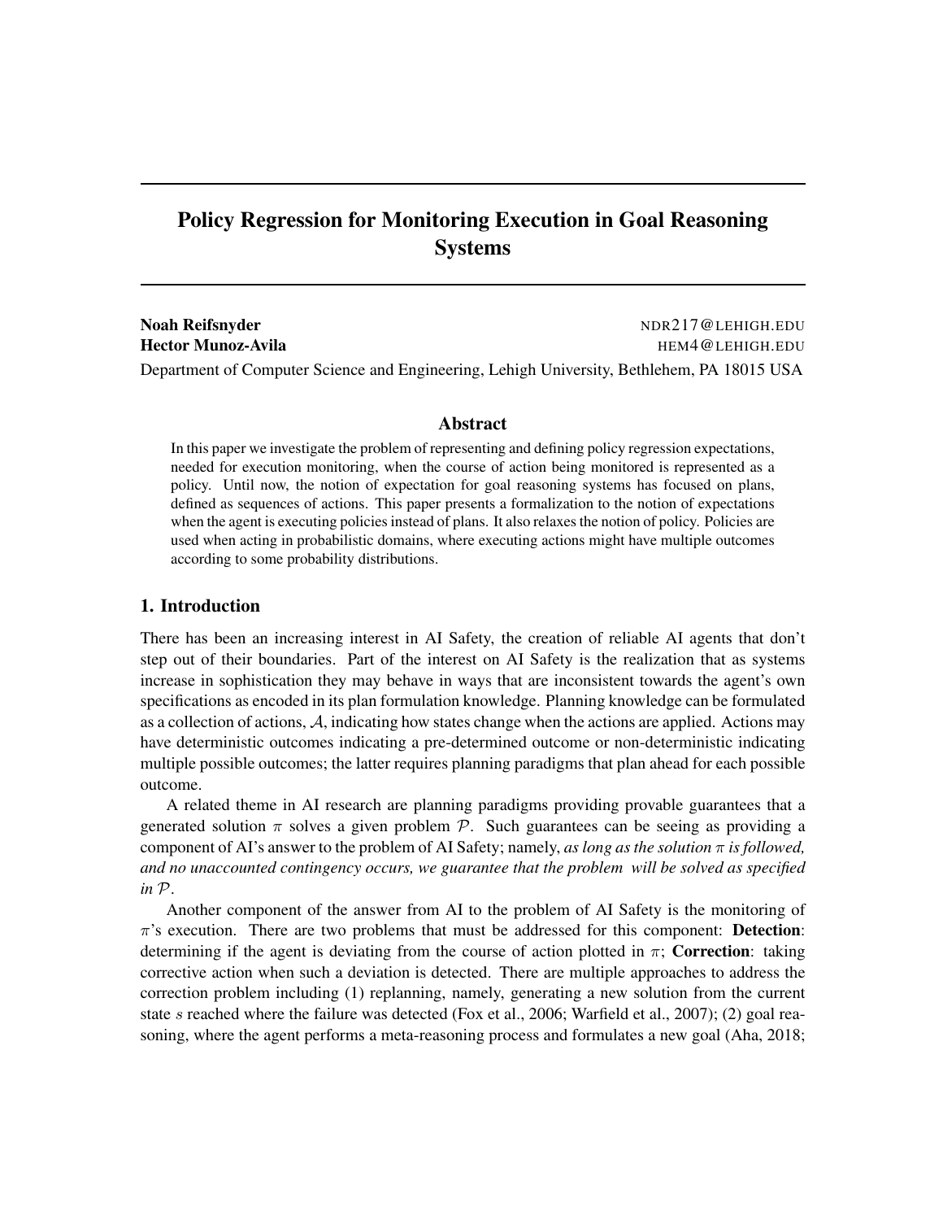# Policy Regression for Monitoring Execution in Goal Reasoning Systems

**Noah Reifsnyder** NDR217@LEHIGH.EDU
**Hector Munoz-Avila** HEM4@LEHIGH.EDU
Department of Computer Science and Engineering, Lehigh University, Bethlehem, PA 18015 USA

## Abstract

In this paper we investigate the problem of representing and defining policy regression expectations, needed for execution monitoring, when the course of action being monitored is represented as a policy. Until now, the notion of expectation for goal reasoning systems has focused on plans, defined as sequences of actions. This paper presents a formalization to the notion of expectations when the agent is executing policies instead of plans. It also relaxes the notion of policy. Policies are used when acting in probabilistic domains, where executing actions might have multiple outcomes according to some probability distributions.

## 1. Introduction

There has been an increasing interest in AI Safety, the creation of reliable AI agents that don't step out of their boundaries. Part of the interest on AI Safety is the realization that as systems increase in sophistication they may behave in ways that are inconsistent towards the agent's own specifications as encoded in its plan formulation knowledge. Planning knowledge can be formulated as a collection of actions, $\mathcal{A}$, indicating how states change when the actions are applied. Actions may have deterministic outcomes indicating a pre-determined outcome or non-deterministic indicating multiple possible outcomes; the latter requires planning paradigms that plan ahead for each possible outcome.

A related theme in AI research are planning paradigms providing provable guarantees that a generated solution $\pi$ solves a given problem $\mathcal{P}$. Such guarantees can be seeing as providing a component of AI's answer to the problem of AI Safety; namely, *as long as the solution $\pi$ is followed, and no unaccounted contingency occurs, we guarantee that the problem will be solved as specified in $\mathcal{P}$*.

Another component of the answer from AI to the problem of AI Safety is the monitoring of $\pi$'s execution. There are two problems that must be addressed for this component: **Detection**: determining if the agent is deviating from the course of action plotted in $\pi$; **Correction**: taking corrective action when such a deviation is detected. There are multiple approaches to address the correction problem including (1) replanning, namely, generating a new solution from the current state $s$ reached where the failure was detected (Fox et al., 2006; Warfield et al., 2007); (2) goal reasoning, where the agent performs a meta-reasoning process and formulates a new goal (Aha, 2018;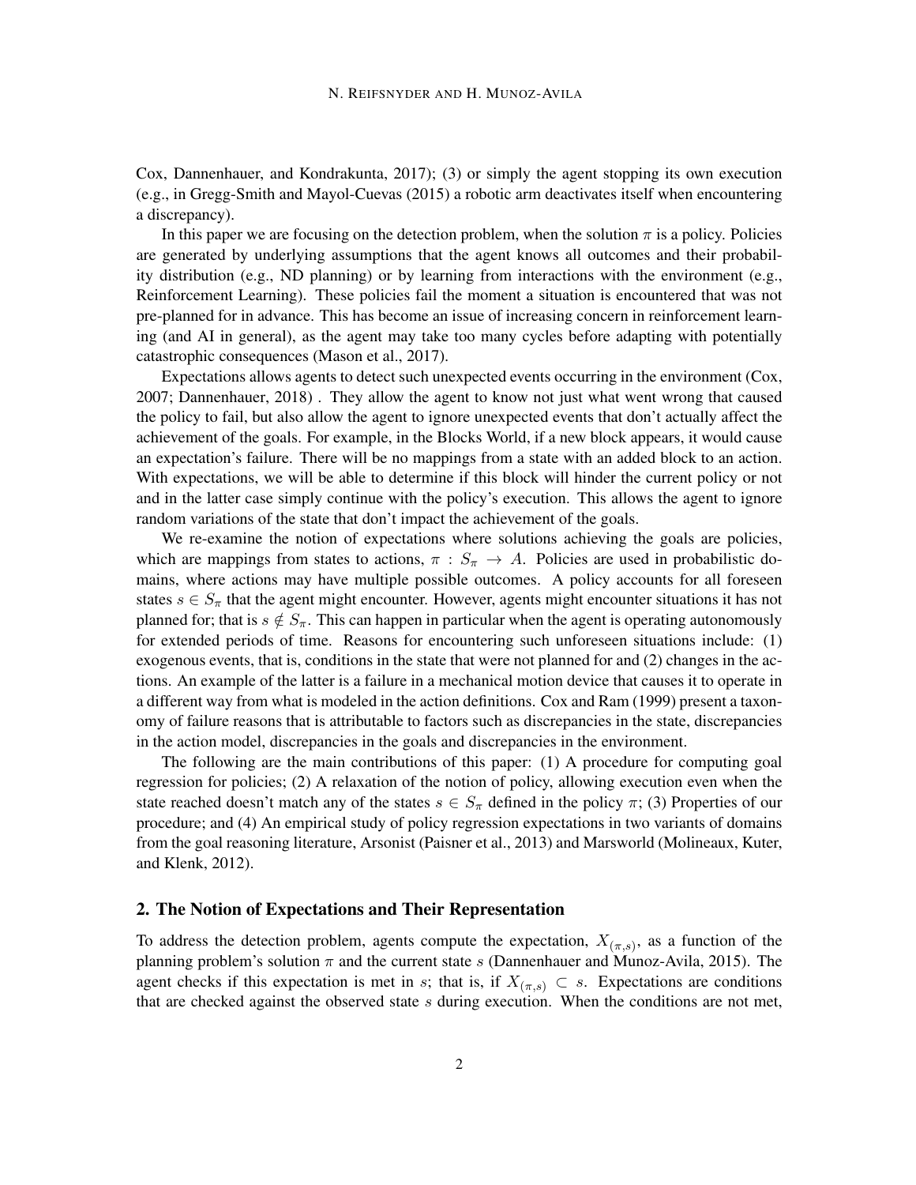Cox, Dannenhauer, and Kondrakunta, 2017); (3) or simply the agent stopping its own execution (e.g., in Gregg-Smith and Mayol-Cuevas (2015) a robotic arm deactivates itself when encountering a discrepancy).

In this paper we are focusing on the detection problem, when the solution $\pi$ is a policy. Policies are generated by underlying assumptions that the agent knows all outcomes and their probability distribution (e.g., ND planning) or by learning from interactions with the environment (e.g., Reinforcement Learning). These policies fail the moment a situation is encountered that was not pre-planned for in advance. This has become an issue of increasing concern in reinforcement learning (and AI in general), as the agent may take too many cycles before adapting with potentially catastrophic consequences (Mason et al., 2017).

Expectations allows agents to detect such unexpected events occurring in the environment (Cox, 2007; Dannenhauer, 2018) . They allow the agent to know not just what went wrong that caused the policy to fail, but also allow the agent to ignore unexpected events that don't actually affect the achievement of the goals. For example, in the Blocks World, if a new block appears, it would cause an expectation's failure. There will be no mappings from a state with an added block to an action. With expectations, we will be able to determine if this block will hinder the current policy or not and in the latter case simply continue with the policy's execution. This allows the agent to ignore random variations of the state that don't impact the achievement of the goals.

We re-examine the notion of expectations where solutions achieving the goals are policies, which are mappings from states to actions, $\pi : S_\pi \rightarrow A$. Policies are used in probabilistic domains, where actions may have multiple possible outcomes. A policy accounts for all foreseen states $s \in S_\pi$ that the agent might encounter. However, agents might encounter situations it has not planned for; that is $s \notin S_\pi$. This can happen in particular when the agent is operating autonomously for extended periods of time. Reasons for encountering such unforeseen situations include: (1) exogenous events, that is, conditions in the state that were not planned for and (2) changes in the actions. An example of the latter is a failure in a mechanical motion device that causes it to operate in a different way from what is modeled in the action definitions. Cox and Ram (1999) present a taxonomy of failure reasons that is attributable to factors such as discrepancies in the state, discrepancies in the action model, discrepancies in the goals and discrepancies in the environment.

The following are the main contributions of this paper: (1) A procedure for computing goal regression for policies; (2) A relaxation of the notion of policy, allowing execution even when the state reached doesn't match any of the states $s \in S_\pi$ defined in the policy $\pi$; (3) Properties of our procedure; and (4) An empirical study of policy regression expectations in two variants of domains from the goal reasoning literature, Arsonist (Paisner et al., 2013) and Marsworld (Molineaux, Kuter, and Klenk, 2012).

## 2. The Notion of Expectations and Their Representation

To address the detection problem, agents compute the expectation, $X_{(\pi,s)}$, as a function of the planning problem's solution $\pi$ and the current state $s$ (Dannenhauer and Munoz-Avila, 2015). The agent checks if this expectation is met in $s$; that is, if $X_{(\pi,s)} \subset s$. Expectations are conditions that are checked against the observed state $s$ during execution. When the conditions are not met,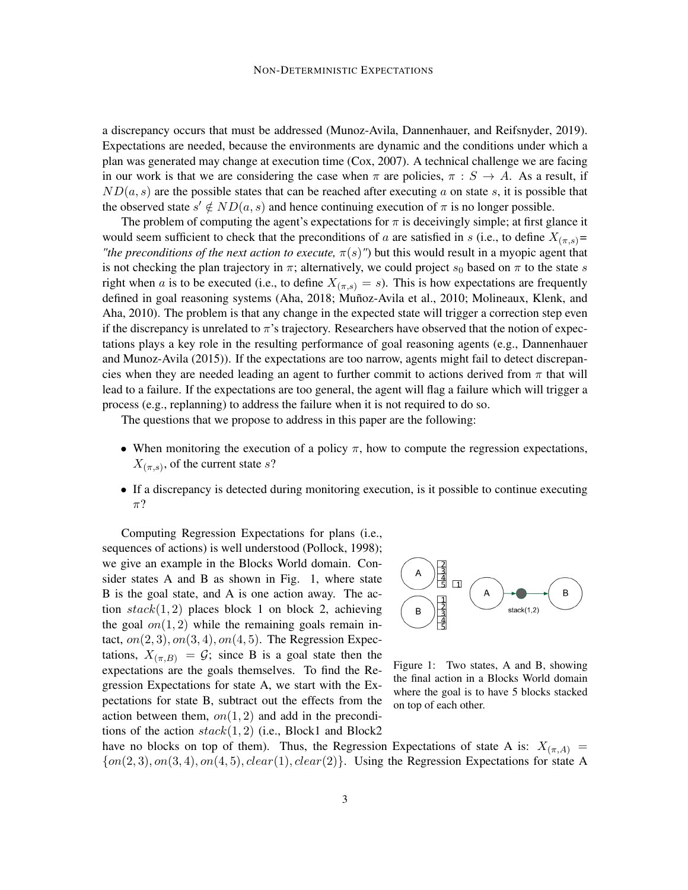a discrepancy occurs that must be addressed (Munoz-Avila, Dannenhauer, and Reifsnyder, 2019). Expectations are needed, because the environments are dynamic and the conditions under which a plan was generated may change at execution time (Cox, 2007). A technical challenge we are facing in our work is that we are considering the case when $\pi$ are policies, $\pi : S \rightarrow A$. As a result, if $ND(a, s)$ are the possible states that can be reached after executing $a$ on state $s$, it is possible that the observed state $s' \notin ND(a, s)$ and hence continuing execution of $\pi$ is no longer possible.

The problem of computing the agent's expectations for $\pi$ is deceivingly simple; at first glance it would seem sufficient to check that the preconditions of $a$ are satisfied in $s$ (i.e., to define $X_{(\pi,s)}$= *"the preconditions of the next action to execute, $\pi(s)$"*) but this would result in a myopic agent that is not checking the plan trajectory in $\pi$; alternatively, we could project $s_0$ based on $\pi$ to the state $s$ right when $a$ is to be executed (i.e., to define $X_{(\pi,s)} = s$). This is how expectations are frequently defined in goal reasoning systems (Aha, 2018; Muñoz-Avila et al., 2010; Molineaux, Klenk, and Aha, 2010). The problem is that any change in the expected state will trigger a correction step even if the discrepancy is unrelated to $\pi$'s trajectory. Researchers have observed that the notion of expectations plays a key role in the resulting performance of goal reasoning agents (e.g., Dannenhauer and Munoz-Avila (2015)). If the expectations are too narrow, agents might fail to detect discrepancies when they are needed leading an agent to further commit to actions derived from $\pi$ that will lead to a failure. If the expectations are too general, the agent will flag a failure which will trigger a process (e.g., replanning) to address the failure when it is not required to do so.

The questions that we propose to address in this paper are the following:

- When monitoring the execution of a policy $\pi$, how to compute the regression expectations, $X_{(\pi,s)}$, of the current state $s$?
- If a discrepancy is detected during monitoring execution, is it possible to continue executing $\pi$?

Computing Regression Expectations for plans (i.e., sequences of actions) is well understood (Pollock, 1998); we give an example in the Blocks World domain. Consider states A and B as shown in Fig. 1, where state B is the goal state, and A is one action away. The action $stack(1, 2)$ places block 1 on block 2, achieving the goal $on(1, 2)$ while the remaining goals remain intact, $on(2, 3), on(3, 4), on(4, 5)$. The Regression Expectations, $X_{(\pi,B)} = \mathcal{G}$; since B is a goal state then the expectations are the goals themselves. To find the Regression Expectations for state A, we start with the Expectations for state B, subtract out the effects from the action between them, $on(1, 2)$ and add in the preconditions of the action $stack(1, 2)$ (i.e., Block1 and Block2 have no blocks on top of them). Thus, the Regression Expectations of state A is: $X_{(\pi,A)} = \{on(2, 3), on(3, 4), on(4, 5), clear(1), clear(2)\}$. Using the Regression Expectations for state A

Figure 1: Two states, A and B, showing the final action in a Blocks World domain where the goal is to have 5 blocks stacked on top of each other.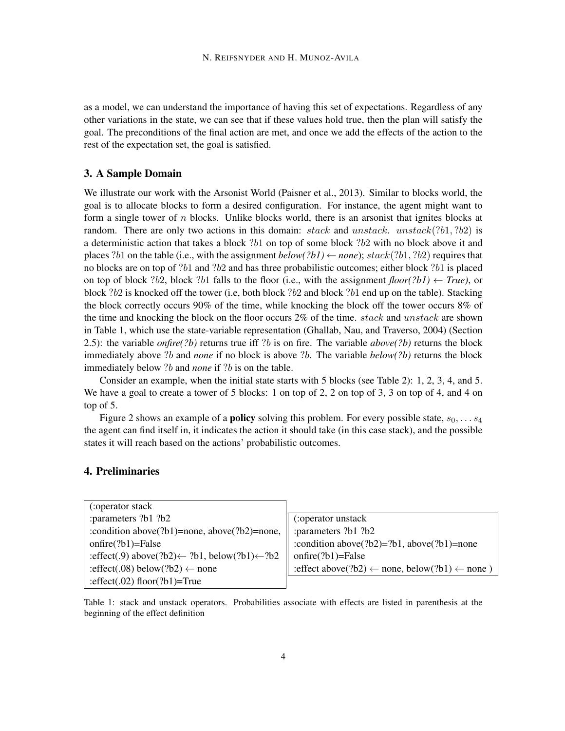as a model, we can understand the importance of having this set of expectations. Regardless of any other variations in the state, we can see that if these values hold true, then the plan will satisfy the goal. The preconditions of the final action are met, and once we add the effects of the action to the rest of the expectation set, the goal is satisfied.

## 3. A Sample Domain

We illustrate our work with the Arsonist World (Paisner et al., 2013). Similar to blocks world, the goal is to allocate blocks to form a desired configuration. For instance, the agent might want to form a single tower of $n$ blocks. Unlike blocks world, there is an arsonist that ignites blocks at random. There are only two actions in this domain: $stack$ and $unstack$. $unstack(?b1, ?b2)$ is a deterministic action that takes a block $?b1$ on top of some block $?b2$ with no block above it and places $?b1$ on the table (i.e., with the assignment *below(?b1)* $\leftarrow$ *none*); $stack(?b1, ?b2)$ requires that no blocks are on top of $?b1$ and $?b2$ and has three probabilistic outcomes; either block $?b1$ is placed on top of block $?b2$, block $?b1$ falls to the floor (i.e., with the assignment *floor(?b1)* $\leftarrow$ *True)*, or block $?b2$ is knocked off the tower (i.e, both block $?b2$ and block $?b1$ end up on the table). Stacking the block correctly occurs 90% of the time, while knocking the block off the tower occurs 8% of the time and knocking the block on the floor occurs 2% of the time. $stack$ and $unstack$ are shown in Table 1, which use the state-variable representation (Ghallab, Nau, and Traverso, 2004) (Section 2.5): the variable *onfire(?b)* returns true iff $?b$ is on fire. The variable *above(?b)* returns the block immediately above $?b$ and *none* if no block is above $?b$. The variable *below(?b)* returns the block immediately below $?b$ and *none* if $?b$ is on the table.

Consider an example, when the initial state starts with 5 blocks (see Table 2): 1, 2, 3, 4, and 5. We have a goal to create a tower of 5 blocks: 1 on top of 2, 2 on top of 3, 3 on top of 4, and 4 on top of 5.

Figure 2 shows an example of a **policy** solving this problem. For every possible state, $s_0, \ldots s_4$ the agent can find itself in, it indicates the action it should take (in this case stack), and the possible states it will reach based on the actions' probabilistic outcomes.

## 4. Preliminaries

```
(:operator stack
:parameters ?b1 ?b2
:condition above(?b1)=none, above(?b2)=none,
onfire(?b1)=False
:effect(.9) above(?b2)← ?b1, below(?b1)←?b2
:effect(.08) below(?b2) ← none
:effect(.02) floor(?b1)=True
```

```
(:operator unstack
:parameters ?b1 ?b2
:condition above(?b2)=?b1, above(?b1)=none
onfire(?b1)=False
:effect above(?b2) ← none, below(?b1) ← none )
```

Table 1: stack and unstack operators. Probabilities associate with effects are listed in parenthesis at the beginning of the effect definition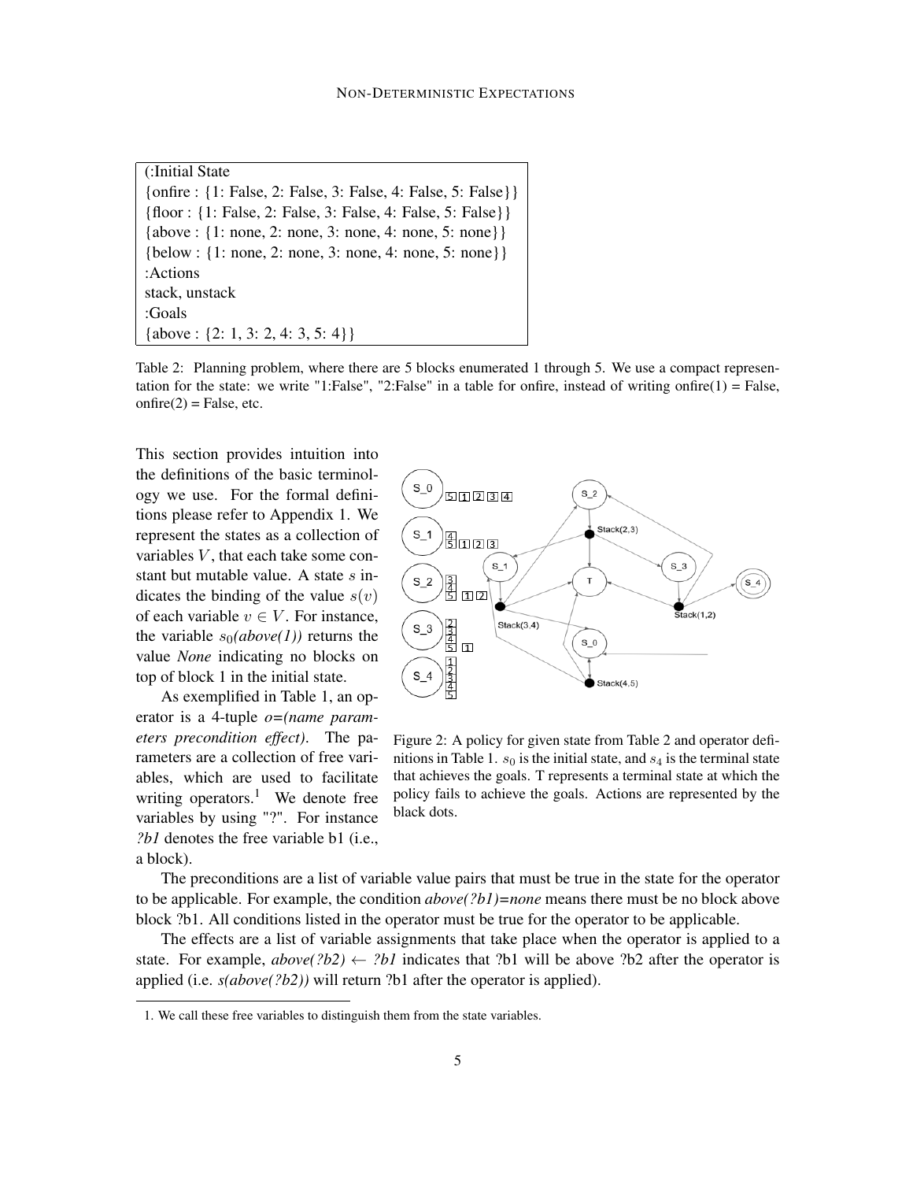| (:Initial State |
|---|
| {onfire : {1: False, 2: False, 3: False, 4: False, 5: False}} |
| {floor : {1: False, 2: False, 3: False, 4: False, 5: False}} |
| {above : {1: none, 2: none, 3: none, 4: none, 5: none}} |
| {below : {1: none, 2: none, 3: none, 4: none, 5: none}} |
| :Actions |
| stack, unstack |
| :Goals |
| {above : {2: 1, 3: 2, 4: 3, 5: 4}} |

Table 2: Planning problem, where there are 5 blocks enumerated 1 through 5. We use a compact representation for the state: we write "1:False", "2:False" in a table for onfire, instead of writing onfire(1) = False, onfire(2) = False, etc.

This section provides intuition into the definitions of the basic terminology we use. For the formal definitions please refer to Appendix 1. We represent the states as a collection of variables $V$, that each take some constant but mutable value. A state $s$ indicates the binding of the value $s(v)$ of each variable $v \in V$. For instance, the variable $s_0$*(above(1))* returns the value *None* indicating no blocks on top of block 1 in the initial state.

Figure 2: A policy for given state from Table 2 and operator definitions in Table 1. $s_0$ is the initial state, and $s_4$ is the terminal state that achieves the goals. T represents a terminal state at which the policy fails to achieve the goals. Actions are represented by the black dots.

As exemplified in Table 1, an operator is a 4-tuple *o=(name parameters precondition effect)*. The parameters are a collection of free variables, which are used to facilitate writing operators.[1] We denote free variables by using "?". For instance *?b1* denotes the free variable b1 (i.e., a block).

The preconditions are a list of variable value pairs that must be true in the state for the operator to be applicable. For example, the condition *above(?b1)=none* means there must be no block above block ?b1. All conditions listed in the operator must be true for the operator to be applicable.

The effects are a list of variable assignments that take place when the operator is applied to a state. For example, *above(?b2)* $\leftarrow$ *?b1* indicates that ?b1 will be above ?b2 after the operator is applied (i.e. *s(above(?b2))* will return ?b1 after the operator is applied).

1. We call these free variables to distinguish them from the state variables.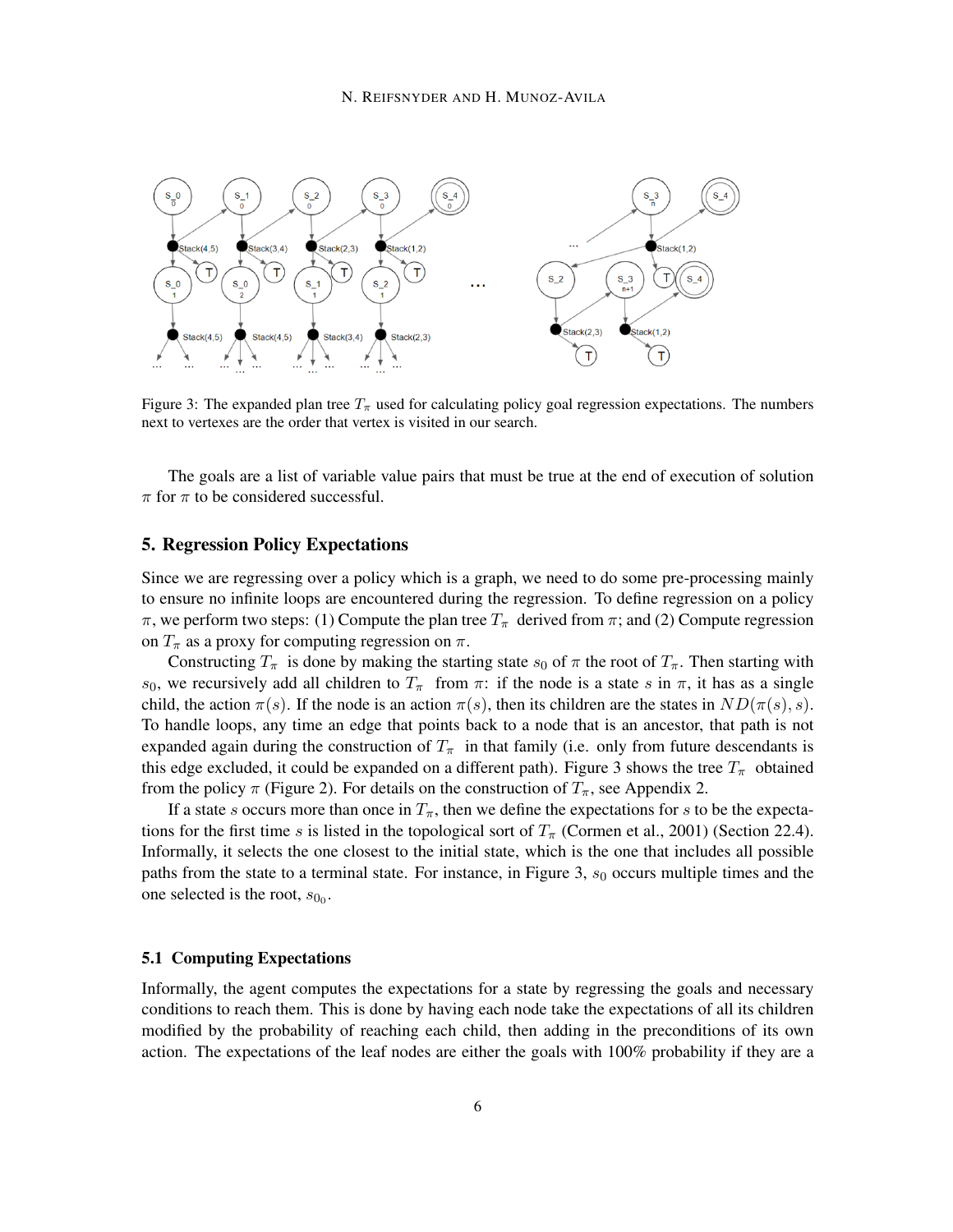Figure 3: The expanded plan tree $T_\pi$ used for calculating policy goal regression expectations. The numbers next to vertexes are the order that vertex is visited in our search.

The goals are a list of variable value pairs that must be true at the end of execution of solution $\pi$ for $\pi$ to be considered successful.

## 5. Regression Policy Expectations

Since we are regressing over a policy which is a graph, we need to do some pre-processing mainly to ensure no infinite loops are encountered during the regression. To define regression on a policy $\pi$, we perform two steps: (1) Compute the plan tree $T_\pi$ derived from $\pi$; and (2) Compute regression on $T_\pi$ as a proxy for computing regression on $\pi$.

Constructing $T_\pi$ is done by making the starting state $s_0$ of $\pi$ the root of $T_\pi$. Then starting with $s_0$, we recursively add all children to $T_\pi$ from $\pi$: if the node is a state $s$ in $\pi$, it has as a single child, the action $\pi(s)$. If the node is an action $\pi(s)$, then its children are the states in $ND(\pi(s), s)$. To handle loops, any time an edge that points back to a node that is an ancestor, that path is not expanded again during the construction of $T_\pi$ in that family (i.e. only from future descendants is this edge excluded, it could be expanded on a different path). Figure 3 shows the tree $T_\pi$ obtained from the policy $\pi$ (Figure 2). For details on the construction of $T_\pi$, see Appendix 2.

If a state $s$ occurs more than once in $T_\pi$, then we define the expectations for $s$ to be the expectations for the first time $s$ is listed in the topological sort of $T_\pi$ (Cormen et al., 2001) (Section 22.4). Informally, it selects the one closest to the initial state, which is the one that includes all possible paths from the state to a terminal state. For instance, in Figure 3, $s_0$ occurs multiple times and the one selected is the root, $s_{0_0}$.

### 5.1 Computing Expectations

Informally, the agent computes the expectations for a state by regressing the goals and necessary conditions to reach them. This is done by having each node take the expectations of all its children modified by the probability of reaching each child, then adding in the preconditions of its own action. The expectations of the leaf nodes are either the goals with 100% probability if they are a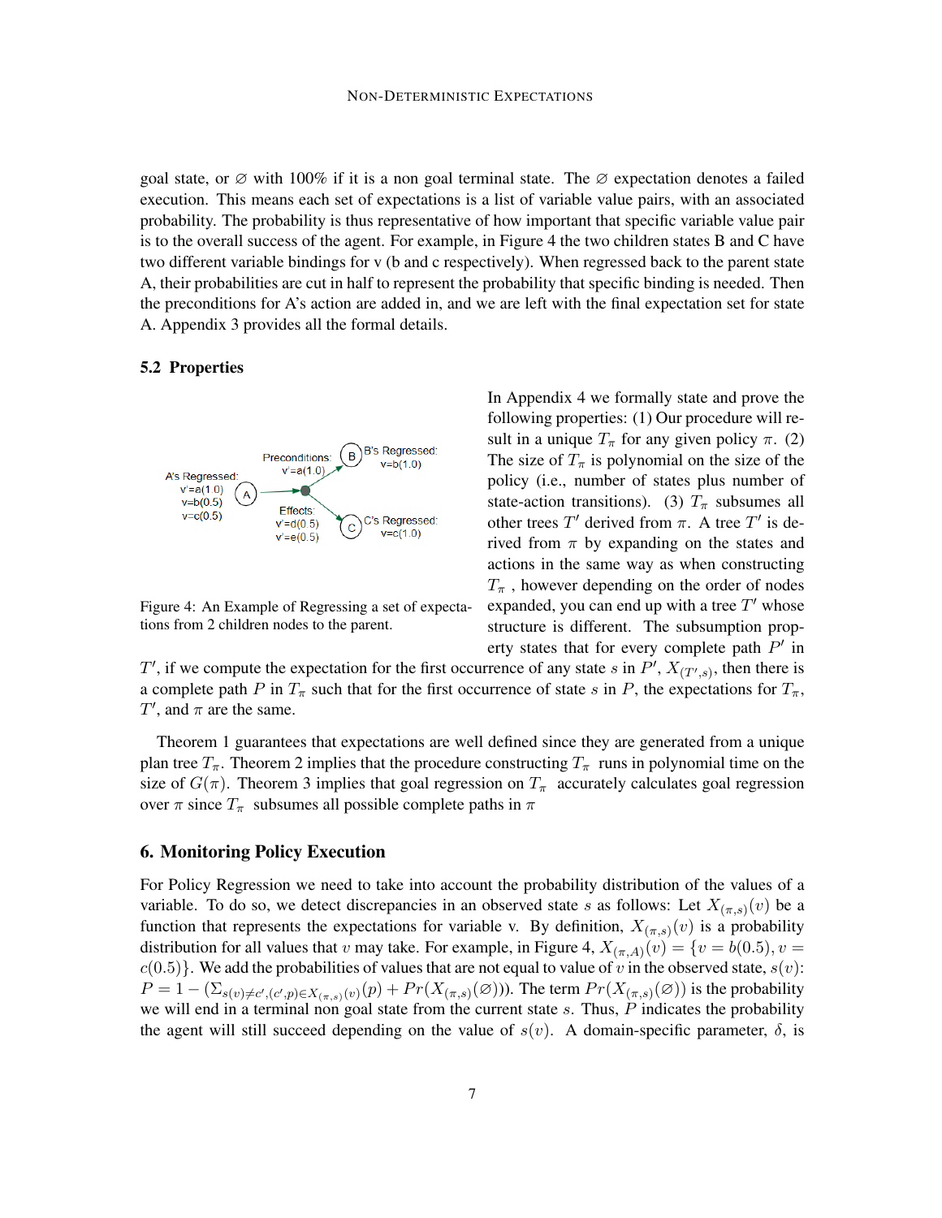goal state, or $\varnothing$ with 100% if it is a non goal terminal state. The $\varnothing$ expectation denotes a failed execution. This means each set of expectations is a list of variable value pairs, with an associated probability. The probability is thus representative of how important that specific variable value pair is to the overall success of the agent. For example, in Figure 4 the two children states B and C have two different variable bindings for v (b and c respectively). When regressed back to the parent state A, their probabilities are cut in half to represent the probability that specific binding is needed. Then the preconditions for A's action are added in, and we are left with the final expectation set for state A. Appendix 3 provides all the formal details.

### 5.2 Properties

Figure 4: An Example of Regressing a set of expectations from 2 children nodes to the parent.

In Appendix 4 we formally state and prove the following properties: (1) Our procedure will result in a unique $T_\pi$ for any given policy $\pi$. (2) The size of $T_\pi$ is polynomial on the size of the policy (i.e., number of states plus number of state-action transitions). (3) $T_\pi$ subsumes all other trees $T'$ derived from $\pi$. A tree $T'$ is derived from $\pi$ by expanding on the states and actions in the same way as when constructing $T_\pi$, however depending on the order of nodes expanded, you can end up with a tree $T'$ whose structure is different. The subsumption property states that for every complete path $P'$ in $T'$, if we compute the expectation for the first occurrence of any state $s$ in $P'$, $X_{(T',s)}$, then there is a complete path $P$ in $T_\pi$ such that for the first occurrence of state $s$ in $P$, the expectations for $T_\pi$, $T'$, and $\pi$ are the same.

Theorem 1 guarantees that expectations are well defined since they are generated from a unique plan tree $T_\pi$. Theorem 2 implies that the procedure constructing $T_\pi$ runs in polynomial time on the size of $G(\pi)$. Theorem 3 implies that goal regression on $T_\pi$ accurately calculates goal regression over $\pi$ since $T_\pi$ subsumes all possible complete paths in $\pi$

## 6. Monitoring Policy Execution

For Policy Regression we need to take into account the probability distribution of the values of a variable. To do so, we detect discrepancies in an observed state $s$ as follows: Let $X_{(\pi,s)}(v)$ be a function that represents the expectations for variable v. By definition, $X_{(\pi,s)}(v)$ is a probability distribution for all values that $v$ may take. For example, in Figure 4, $X_{(\pi,A)}(v) = \{v = b(0.5), v = c(0.5)\}$. We add the probabilities of values that are not equal to value of $v$ in the observed state, $s(v)$: $P = 1 - (\Sigma_{s(v) \neq c', (c',p) \in X_{(\pi,s)}(v)}(p) + Pr(X_{(\pi,s)}(\varnothing)))$. The term $Pr(X_{(\pi,s)}(\varnothing))$ is the probability we will end in a terminal non goal state from the current state $s$. Thus, $P$ indicates the probability the agent will still succeed depending on the value of $s(v)$. A domain-specific parameter, $\delta$, is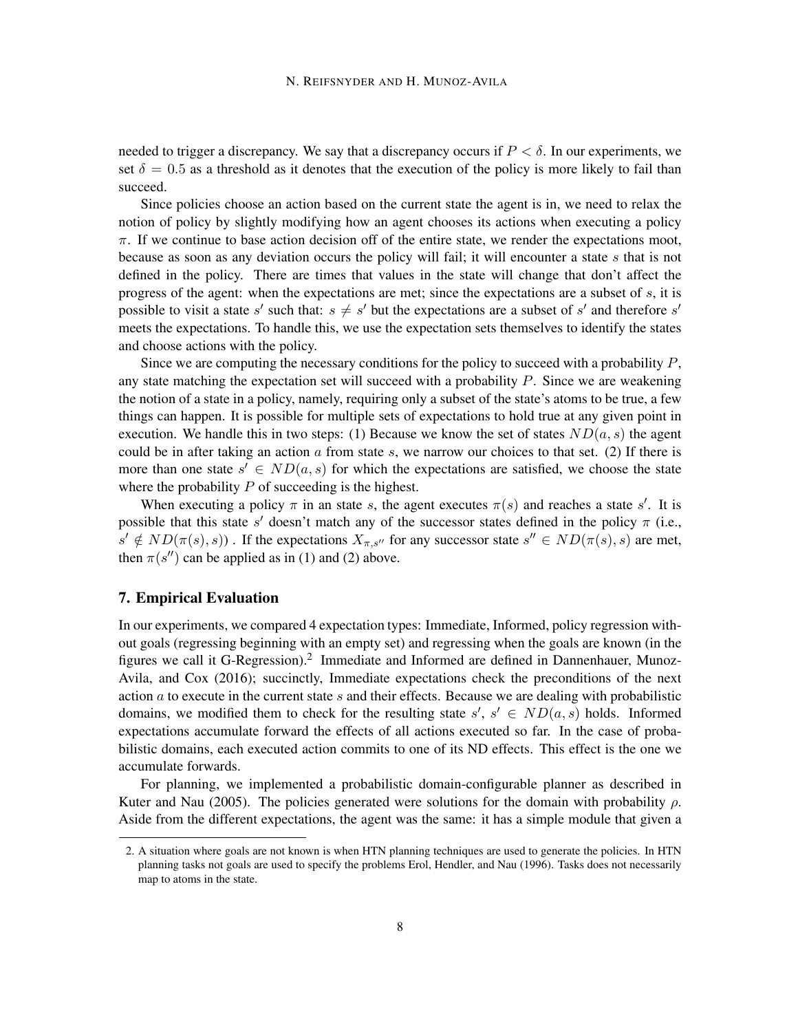needed to trigger a discrepancy. We say that a discrepancy occurs if $P < \delta$. In our experiments, we set $\delta = 0.5$ as a threshold as it denotes that the execution of the policy is more likely to fail than succeed.

Since policies choose an action based on the current state the agent is in, we need to relax the notion of policy by slightly modifying how an agent chooses its actions when executing a policy $\pi$. If we continue to base action decision off of the entire state, we render the expectations moot, because as soon as any deviation occurs the policy will fail; it will encounter a state $s$ that is not defined in the policy. There are times that values in the state will change that don't affect the progress of the agent: when the expectations are met; since the expectations are a subset of $s$, it is possible to visit a state $s'$ such that: $s \neq s'$ but the expectations are a subset of $s'$ and therefore $s'$ meets the expectations. To handle this, we use the expectation sets themselves to identify the states and choose actions with the policy.

Since we are computing the necessary conditions for the policy to succeed with a probability $P$, any state matching the expectation set will succeed with a probability $P$. Since we are weakening the notion of a state in a policy, namely, requiring only a subset of the state's atoms to be true, a few things can happen. It is possible for multiple sets of expectations to hold true at any given point in execution. We handle this in two steps: (1) Because we know the set of states $ND(a, s)$ the agent could be in after taking an action $a$ from state $s$, we narrow our choices to that set. (2) If there is more than one state $s' \in ND(a, s)$ for which the expectations are satisfied, we choose the state where the probability $P$ of succeeding is the highest.

When executing a policy $\pi$ in an state $s$, the agent executes $\pi(s)$ and reaches a state $s'$. It is possible that this state $s'$ doesn't match any of the successor states defined in the policy $\pi$ (i.e., $s' \notin ND(\pi(s), s)$) . If the expectations $X_{\pi,s''}$ for any successor state $s'' \in ND(\pi(s), s)$ are met, then $\pi(s'')$ can be applied as in (1) and (2) above.

## 7. Empirical Evaluation

In our experiments, we compared 4 expectation types: Immediate, Informed, policy regression without goals (regressing beginning with an empty set) and regressing when the goals are known (in the figures we call it G-Regression).[2] Immediate and Informed are defined in Dannenhauer, Munoz-Avila, and Cox (2016); succinctly, Immediate expectations check the preconditions of the next action $a$ to execute in the current state $s$ and their effects. Because we are dealing with probabilistic domains, we modified them to check for the resulting state $s'$, $s' \in ND(a, s)$ holds. Informed expectations accumulate forward the effects of all actions executed so far. In the case of probabilistic domains, each executed action commits to one of its ND effects. This effect is the one we accumulate forwards.

For planning, we implemented a probabilistic domain-configurable planner as described in Kuter and Nau (2005). The policies generated were solutions for the domain with probability $\rho$. Aside from the different expectations, the agent was the same: it has a simple module that given a

2. A situation where goals are not known is when HTN planning techniques are used to generate the policies. In HTN planning tasks not goals are used to specify the problems Erol, Hendler, and Nau (1996). Tasks does not necessarily map to atoms in the state.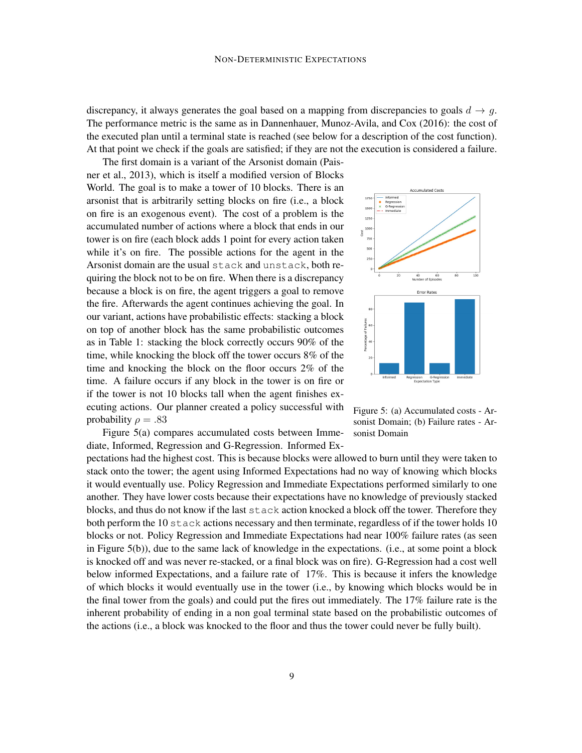discrepancy, it always generates the goal based on a mapping from discrepancies to goals $d \rightarrow g$. The performance metric is the same as in Dannenhauer, Munoz-Avila, and Cox (2016): the cost of the executed plan until a terminal state is reached (see below for a description of the cost function). At that point we check if the goals are satisfied; if they are not the execution is considered a failure.

The first domain is a variant of the Arsonist domain (Paisner et al., 2013), which is itself a modified version of Blocks World. The goal is to make a tower of 10 blocks. There is an arsonist that is arbitrarily setting blocks on fire (i.e., a block on fire is an exogenous event). The cost of a problem is the accumulated number of actions where a block that ends in our tower is on fire (each block adds 1 point for every action taken while it's on fire. The possible actions for the agent in the Arsonist domain are the usual `stack` and `unstack`, both requiring the block not to be on fire. When there is a discrepancy because a block is on fire, the agent triggers a goal to remove the fire. Afterwards the agent continues achieving the goal. In our variant, actions have probabilistic effects: stacking a block on top of another block has the same probabilistic outcomes as in Table 1: stacking the block correctly occurs 90% of the time, while knocking the block off the tower occurs 8% of the time and knocking the block on the floor occurs 2% of the time. A failure occurs if any block in the tower is on fire or if the tower is not 10 blocks tall when the agent finishes executing actions. Our planner created a policy successful with probability $\rho = .83$

Figure 5: (a) Accumulated costs - Arsonist Domain; (b) Failure rates - Arsonist Domain

Figure 5(a) compares accumulated costs between Immediate, Informed, Regression and G-Regression. Informed Expectations had the highest cost. This is because blocks were allowed to burn until they were taken to stack onto the tower; the agent using Informed Expectations had no way of knowing which blocks it would eventually use. Policy Regression and Immediate Expectations performed similarly to one another. They have lower costs because their expectations have no knowledge of previously stacked blocks, and thus do not know if the last `stack` action knocked a block off the tower. Therefore they both perform the 10 `stack` actions necessary and then terminate, regardless of if the tower holds 10 blocks or not. Policy Regression and Immediate Expectations had near 100% failure rates (as seen in Figure 5(b)), due to the same lack of knowledge in the expectations. (i.e., at some point a block is knocked off and was never re-stacked, or a final block was on fire). G-Regression had a cost well below informed Expectations, and a failure rate of 17%. This is because it infers the knowledge of which blocks it would eventually use in the tower (i.e., by knowing which blocks would be in the final tower from the goals) and could put the fires out immediately. The 17% failure rate is the inherent probability of ending in a non goal terminal state based on the probabilistic outcomes of the actions (i.e., a block was knocked to the floor and thus the tower could never be fully built).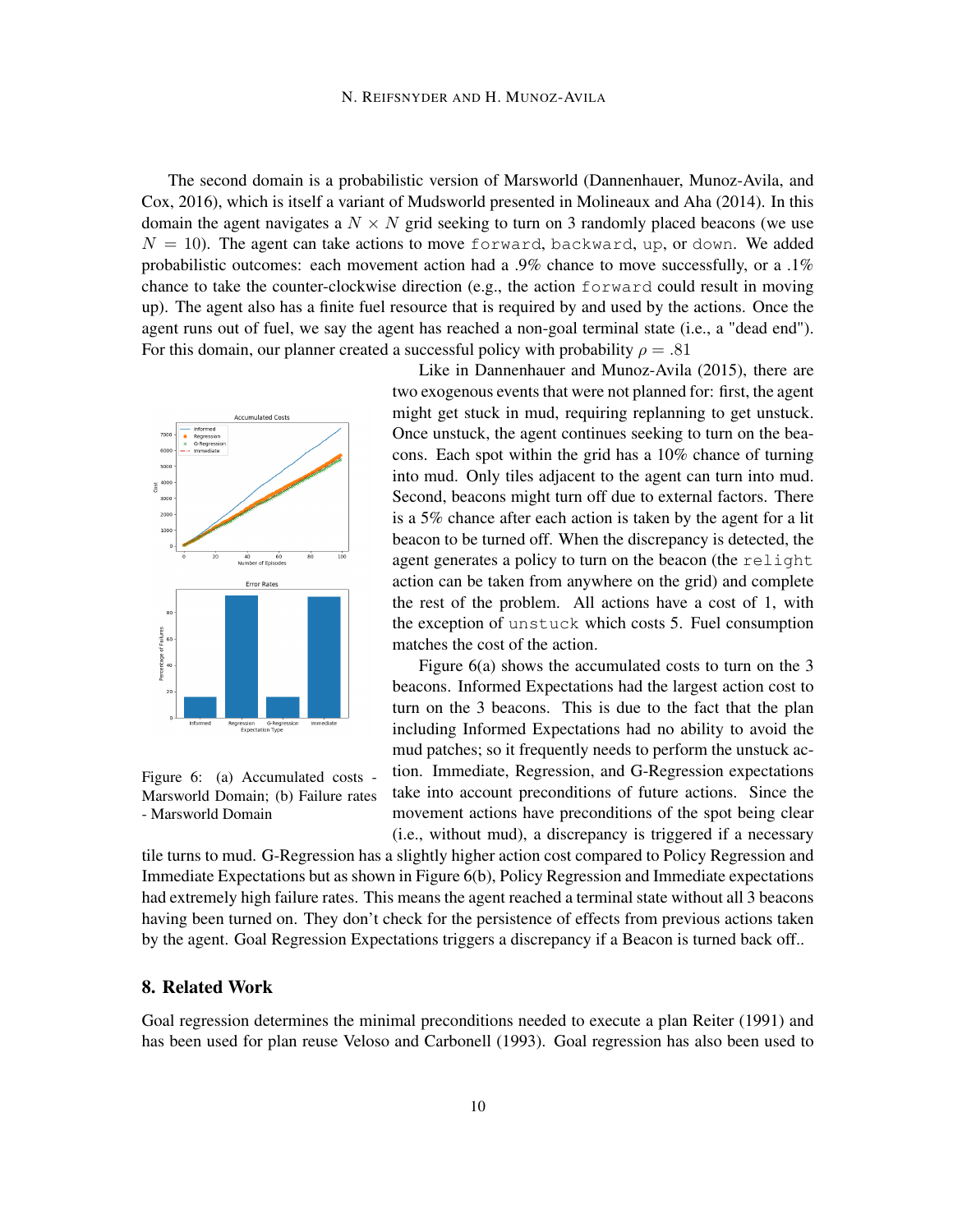The second domain is a probabilistic version of Marsworld (Dannenhauer, Munoz-Avila, and Cox, 2016), which is itself a variant of Mudsworld presented in Molineaux and Aha (2014). In this domain the agent navigates a $N \times N$ grid seeking to turn on 3 randomly placed beacons (we use $N = 10$). The agent can take actions to move `forward`, `backward`, `up`, or `down`. We added probabilistic outcomes: each movement action had a .9% chance to move successfully, or a .1% chance to take the counter-clockwise direction (e.g., the action `forward` could result in moving up). The agent also has a finite fuel resource that is required by and used by the actions. Once the agent runs out of fuel, we say the agent has reached a non-goal terminal state (i.e., a "dead end"). For this domain, our planner created a successful policy with probability $\rho = .81$

Like in Dannenhauer and Munoz-Avila (2015), there are two exogenous events that were not planned for: first, the agent might get stuck in mud, requiring replanning to get unstuck. Once unstuck, the agent continues seeking to turn on the beacons. Each spot within the grid has a 10% chance of turning into mud. Only tiles adjacent to the agent can turn into mud. Second, beacons might turn off due to external factors. There is a 5% chance after each action is taken by the agent for a lit beacon to be turned off. When the discrepancy is detected, the agent generates a policy to turn on the beacon (the `relight` action can be taken from anywhere on the grid) and complete the rest of the problem. All actions have a cost of 1, with the exception of `unstuck` which costs 5. Fuel consumption matches the cost of the action.

Figure 6: (a) Accumulated costs - Marsworld Domain; (b) Failure rates - Marsworld Domain

Figure 6(a) shows the accumulated costs to turn on the 3 beacons. Informed Expectations had the largest action cost to turn on the 3 beacons. This is due to the fact that the plan including Informed Expectations had no ability to avoid the mud patches; so it frequently needs to perform the unstuck action. Immediate, Regression, and G-Regression expectations take into account preconditions of future actions. Since the movement actions have preconditions of the spot being clear (i.e., without mud), a discrepancy is triggered if a necessary tile turns to mud. G-Regression has a slightly higher action cost compared to Policy Regression and Immediate Expectations but as shown in Figure 6(b), Policy Regression and Immediate expectations had extremely high failure rates. This means the agent reached a terminal state without all 3 beacons having been turned on. They don't check for the persistence of effects from previous actions taken by the agent. Goal Regression Expectations triggers a discrepancy if a Beacon is turned back off..

## 8. Related Work

Goal regression determines the minimal preconditions needed to execute a plan Reiter (1991) and has been used for plan reuse Veloso and Carbonell (1993). Goal regression has also been used to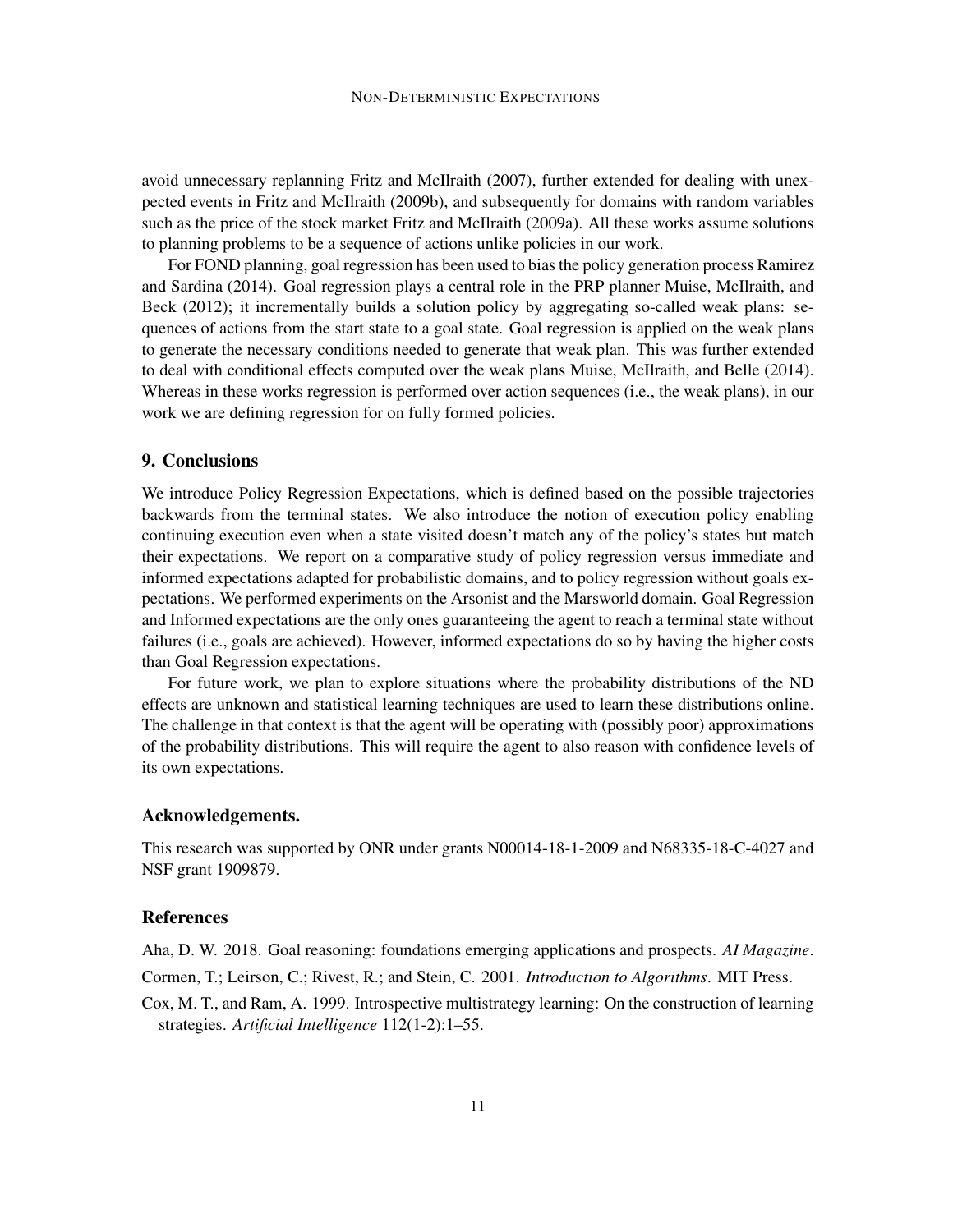avoid unnecessary replanning Fritz and McIlraith (2007), further extended for dealing with unexpected events in Fritz and McIlraith (2009b), and subsequently for domains with random variables such as the price of the stock market Fritz and McIlraith (2009a). All these works assume solutions to planning problems to be a sequence of actions unlike policies in our work.

For FOND planning, goal regression has been used to bias the policy generation process Ramirez and Sardina (2014). Goal regression plays a central role in the PRP planner Muise, McIlraith, and Beck (2012); it incrementally builds a solution policy by aggregating so-called weak plans: sequences of actions from the start state to a goal state. Goal regression is applied on the weak plans to generate the necessary conditions needed to generate that weak plan. This was further extended to deal with conditional effects computed over the weak plans Muise, McIlraith, and Belle (2014). Whereas in these works regression is performed over action sequences (i.e., the weak plans), in our work we are defining regression for on fully formed policies.

## 9. Conclusions

We introduce Policy Regression Expectations, which is defined based on the possible trajectories backwards from the terminal states. We also introduce the notion of execution policy enabling continuing execution even when a state visited doesn't match any of the policy's states but match their expectations. We report on a comparative study of policy regression versus immediate and informed expectations adapted for probabilistic domains, and to policy regression without goals expectations. We performed experiments on the Arsonist and the Marsworld domain. Goal Regression and Informed expectations are the only ones guaranteeing the agent to reach a terminal state without failures (i.e., goals are achieved). However, informed expectations do so by having the higher costs than Goal Regression expectations.

For future work, we plan to explore situations where the probability distributions of the ND effects are unknown and statistical learning techniques are used to learn these distributions online. The challenge in that context is that the agent will be operating with (possibly poor) approximations of the probability distributions. This will require the agent to also reason with confidence levels of its own expectations.

### Acknowledgements.

This research was supported by ONR under grants N00014-18-1-2009 and N68335-18-C-4027 and NSF grant 1909879.

### References

Aha, D. W. 2018. Goal reasoning: foundations emerging applications and prospects. *AI Magazine*.

Cormen, T.; Leirson, C.; Rivest, R.; and Stein, C. 2001. *Introduction to Algorithms*. MIT Press.

Cox, M. T., and Ram, A. 1999. Introspective multistrategy learning: On the construction of learning strategies. *Artificial Intelligence* 112(1-2):1–55.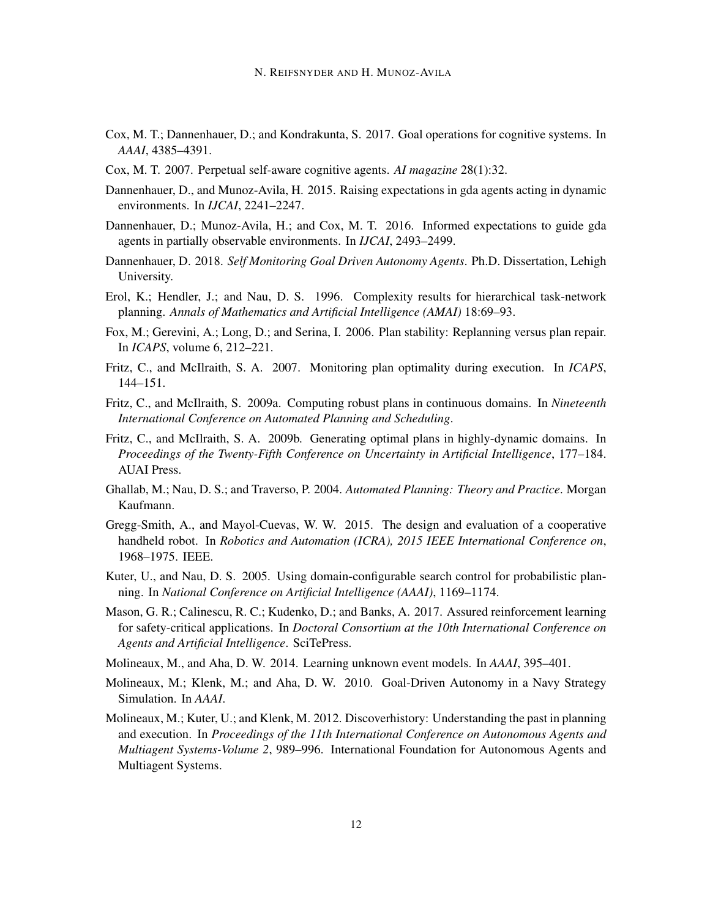Cox, M. T.; Dannenhauer, D.; and Kondrakunta, S. 2017. Goal operations for cognitive systems. In *AAAI*, 4385–4391.

Cox, M. T. 2007. Perpetual self-aware cognitive agents. *AI magazine* 28(1):32.

Dannenhauer, D., and Munoz-Avila, H. 2015. Raising expectations in gda agents acting in dynamic environments. In *IJCAI*, 2241–2247.

Dannenhauer, D.; Munoz-Avila, H.; and Cox, M. T. 2016. Informed expectations to guide gda agents in partially observable environments. In *IJCAI*, 2493–2499.

Dannenhauer, D. 2018. *Self Monitoring Goal Driven Autonomy Agents*. Ph.D. Dissertation, Lehigh University.

Erol, K.; Hendler, J.; and Nau, D. S. 1996. Complexity results for hierarchical task-network planning. *Annals of Mathematics and Artificial Intelligence (AMAI)* 18:69–93.

Fox, M.; Gerevini, A.; Long, D.; and Serina, I. 2006. Plan stability: Replanning versus plan repair. In *ICAPS*, volume 6, 212–221.

Fritz, C., and McIlraith, S. A. 2007. Monitoring plan optimality during execution. In *ICAPS*, 144–151.

Fritz, C., and McIlraith, S. 2009a. Computing robust plans in continuous domains. In *Nineteenth International Conference on Automated Planning and Scheduling*.

Fritz, C., and McIlraith, S. A. 2009b. Generating optimal plans in highly-dynamic domains. In *Proceedings of the Twenty-Fifth Conference on Uncertainty in Artificial Intelligence*, 177–184. AUAI Press.

Ghallab, M.; Nau, D. S.; and Traverso, P. 2004. *Automated Planning: Theory and Practice*. Morgan Kaufmann.

Gregg-Smith, A., and Mayol-Cuevas, W. W. 2015. The design and evaluation of a cooperative handheld robot. In *Robotics and Automation (ICRA), 2015 IEEE International Conference on*, 1968–1975. IEEE.

Kuter, U., and Nau, D. S. 2005. Using domain-configurable search control for probabilistic planning. In *National Conference on Artificial Intelligence (AAAI)*, 1169–1174.

Mason, G. R.; Calinescu, R. C.; Kudenko, D.; and Banks, A. 2017. Assured reinforcement learning for safety-critical applications. In *Doctoral Consortium at the 10th International Conference on Agents and Artificial Intelligence*. SciTePress.

Molineaux, M., and Aha, D. W. 2014. Learning unknown event models. In *AAAI*, 395–401.

Molineaux, M.; Klenk, M.; and Aha, D. W. 2010. Goal-Driven Autonomy in a Navy Strategy Simulation. In *AAAI*.

Molineaux, M.; Kuter, U.; and Klenk, M. 2012. Discoverhistory: Understanding the past in planning and execution. In *Proceedings of the 11th International Conference on Autonomous Agents and Multiagent Systems-Volume 2*, 989–996. International Foundation for Autonomous Agents and Multiagent Systems.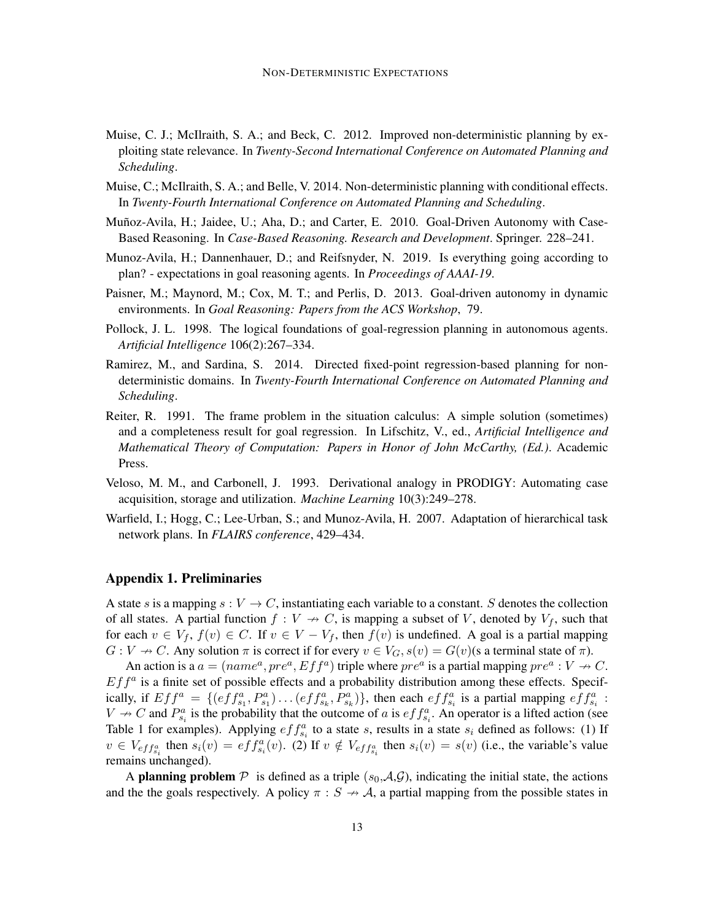Muise, C. J.; McIlraith, S. A.; and Beck, C. 2012. Improved non-deterministic planning by exploiting state relevance. In *Twenty-Second International Conference on Automated Planning and Scheduling*.

Muise, C.; McIlraith, S. A.; and Belle, V. 2014. Non-deterministic planning with conditional effects. In *Twenty-Fourth International Conference on Automated Planning and Scheduling*.

Muñoz-Avila, H.; Jaidee, U.; Aha, D.; and Carter, E. 2010. Goal-Driven Autonomy with Case-Based Reasoning. In *Case-Based Reasoning. Research and Development*. Springer. 228–241.

Munoz-Avila, H.; Dannenhauer, D.; and Reifsnyder, N. 2019. Is everything going according to plan? - expectations in goal reasoning agents. In *Proceedings of AAAI-19*.

Paisner, M.; Maynord, M.; Cox, M. T.; and Perlis, D. 2013. Goal-driven autonomy in dynamic environments. In *Goal Reasoning: Papers from the ACS Workshop*, 79.

Pollock, J. L. 1998. The logical foundations of goal-regression planning in autonomous agents. *Artificial Intelligence* 106(2):267–334.

Ramirez, M., and Sardina, S. 2014. Directed fixed-point regression-based planning for non-deterministic domains. In *Twenty-Fourth International Conference on Automated Planning and Scheduling*.

Reiter, R. 1991. The frame problem in the situation calculus: A simple solution (sometimes) and a completeness result for goal regression. In Lifschitz, V., ed., *Artificial Intelligence and Mathematical Theory of Computation: Papers in Honor of John McCarthy, (Ed.)*. Academic Press.

Veloso, M. M., and Carbonell, J. 1993. Derivational analogy in PRODIGY: Automating case acquisition, storage and utilization. *Machine Learning* 10(3):249–278.

Warfield, I.; Hogg, C.; Lee-Urban, S.; and Munoz-Avila, H. 2007. Adaptation of hierarchical task network plans. In *FLAIRS conference*, 429–434.

## Appendix 1. Preliminaries

A state $s$ is a mapping $s : V \rightarrow C$, instantiating each variable to a constant. $S$ denotes the collection of all states. A partial function $f : V \nrightarrow C$, is mapping a subset of $V$, denoted by $V_f$, such that for each $v \in V_f$, $f(v) \in C$. If $v \in V - V_f$, then $f(v)$ is undefined. A goal is a partial mapping $G : V \nrightarrow C$. Any solution $\pi$ is correct if for every $v \in V_G, s(v) = G(v)$(s a terminal state of $\pi$).

An action is a $a = (name^a, pre^a, Eff^a)$ triple where $pre^a$ is a partial mapping $pre^a : V \nrightarrow C$. $Eff^a$ is a finite set of possible effects and a probability distribution among these effects. Specifically, if $Eff^a = \{(eff^a_{s_1}, P^a_{s_1}) \ldots (eff^a_{s_k}, P^a_{s_k})\}$, then each $eff^a_{s_i}$ is a partial mapping $eff^a_{s_i} : V \nrightarrow C$ and $P^a_{s_i}$ is the probability that the outcome of $a$ is $eff^a_{s_i}$. An operator is a lifted action (see Table 1 for examples). Applying $eff^a_{s_i}$ to a state $s$, results in a state $s_i$ defined as follows: (1) If $v \in V_{eff^a_{s_i}}$ then $s_i(v) = eff^a_{s_i}(v)$. (2) If $v \notin V_{eff^a_{s_i}}$ then $s_i(v) = s(v)$ (i.e., the variable's value remains unchanged).

A **planning problem** $\mathcal{P}$ is defined as a triple $(s_0,\mathcal{A},\mathcal{G})$, indicating the initial state, the actions and the the goals respectively. A policy $\pi : S \nrightarrow \mathcal{A}$, a partial mapping from the possible states in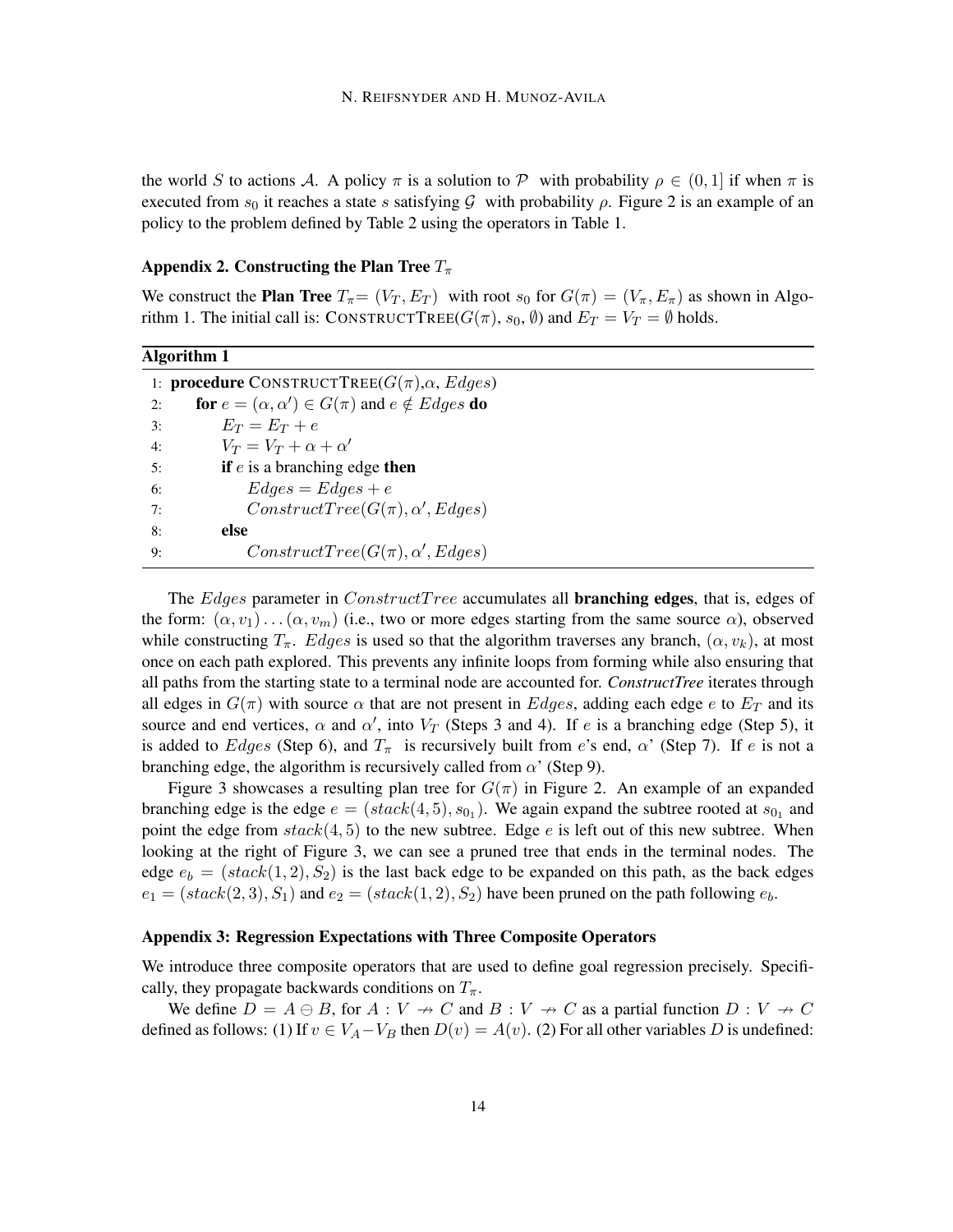the world $S$ to actions $\mathcal{A}$. A policy $\pi$ is a solution to $\mathcal{P}$ with probability $\rho \in (0, 1]$ if when $\pi$ is executed from $s_0$ it reaches a state $s$ satisfying $\mathcal{G}$ with probability $\rho$. Figure 2 is an example of an policy to the problem defined by Table 2 using the operators in Table 1.

### Appendix 2. Constructing the Plan Tree $T_\pi$

We construct the **Plan Tree** $T_\pi = (V_T, E_T)$ with root $s_0$ for $G(\pi) = (V_\pi, E_\pi)$ as shown in Algorithm 1. The initial call is: CONSTRUCTTREE($G(\pi)$, $s_0$, $\emptyset$) and $E_T = V_T = \emptyset$ holds.

**Algorithm 1**

```
1: procedure CONSTRUCTTREE(G(π), α, Edges)
2:     for e = (α, α′) ∈ G(π) and e ∉ Edges do
3:         E_T = E_T + e
4:         V_T = V_T + α + α′
5:         if e is a branching edge then
6:             Edges = Edges + e
7:             ConstructTree(G(π), α′, Edges)
8:         else
9:             ConstructTree(G(π), α′, Edges)
```

The $Edges$ parameter in $ConstructTree$ accumulates all **branching edges**, that is, edges of the form: $(\alpha, v_1) \dots (\alpha, v_m)$ (i.e., two or more edges starting from the same source $\alpha$), observed while constructing $T_\pi$. $Edges$ is used so that the algorithm traverses any branch, $(\alpha, v_k)$, at most once on each path explored. This prevents any infinite loops from forming while also ensuring that all paths from the starting state to a terminal node are accounted for. *ConstructTree* iterates through all edges in $G(\pi)$ with source $\alpha$ that are not present in $Edges$, adding each edge $e$ to $E_T$ and its source and end vertices, $\alpha$ and $\alpha'$, into $V_T$ (Steps 3 and 4). If $e$ is a branching edge (Step 5), it is added to $Edges$ (Step 6), and $T_\pi$ is recursively built from $e$'s end, $\alpha$' (Step 7). If $e$ is not a branching edge, the algorithm is recursively called from $\alpha$' (Step 9).

Figure 3 showcases a resulting plan tree for $G(\pi)$ in Figure 2. An example of an expanded branching edge is the edge $e = (stack(4, 5), s_{0_1})$. We again expand the subtree rooted at $s_{0_1}$ and point the edge from $stack(4, 5)$ to the new subtree. Edge $e$ is left out of this new subtree. When looking at the right of Figure 3, we can see a pruned tree that ends in the terminal nodes. The edge $e_b = (stack(1, 2), S_2)$ is the last back edge to be expanded on this path, as the back edges $e_1 = (stack(2, 3), S_1)$ and $e_2 = (stack(1, 2), S_2)$ have been pruned on the path following $e_b$.

### Appendix 3: Regression Expectations with Three Composite Operators

We introduce three composite operators that are used to define goal regression precisely. Specifically, they propagate backwards conditions on $T_\pi$.

We define $D = A \ominus B$, for $A : V \nrightarrow C$ and $B : V \nrightarrow C$ as a partial function $D : V \nrightarrow C$ defined as follows: (1) If $v \in V_A - V_B$ then $D(v) = A(v)$. (2) For all other variables $D$ is undefined: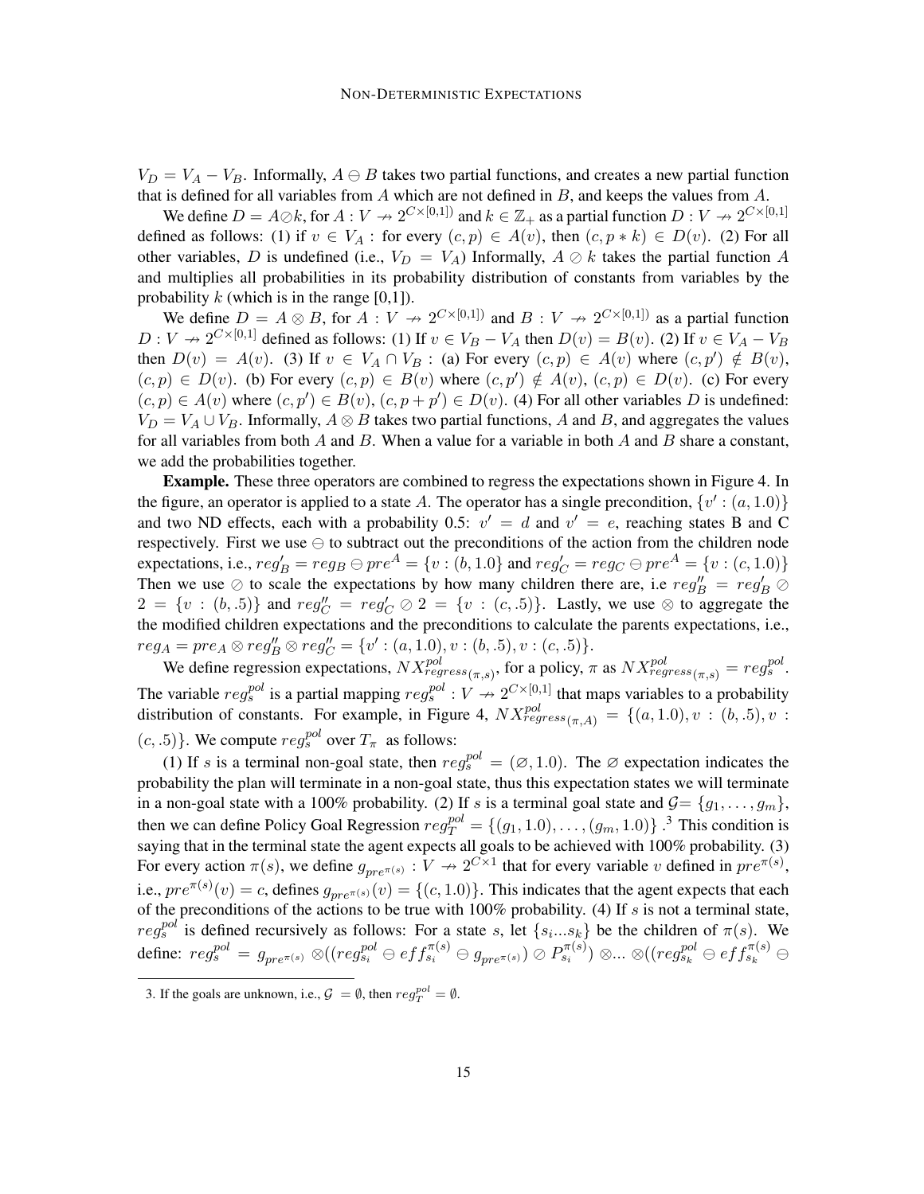$V_D = V_A - V_B$. Informally, $A \ominus B$ takes two partial functions, and creates a new partial function that is defined for all variables from $A$ which are not defined in $B$, and keeps the values from $A$.

We define $D = A \oslash k$, for $A : V \nrightarrow 2^{C\times[0,1]})$ and $k \in \mathbb{Z}_+$ as a partial function $D : V \nrightarrow 2^{C\times[0,1]}$ defined as follows: (1) if $v \in V_A$ : for every $(c, p) \in A(v)$, then $(c, p * k) \in D(v)$. (2) For all other variables, $D$ is undefined (i.e., $V_D = V_A$) Informally, $A \oslash k$ takes the partial function $A$ and multiplies all probabilities in its probability distribution of constants from variables by the probability $k$ (which is in the range [0,1]).

We define $D = A \otimes B$, for $A : V \nrightarrow 2^{C\times[0,1]})$ and $B : V \nrightarrow 2^{C\times[0,1]})$ as a partial function $D : V \nrightarrow 2^{C\times[0,1]}$ defined as follows: (1) If $v \in V_B - V_A$ then $D(v) = B(v)$. (2) If $v \in V_A - V_B$ then $D(v) = A(v)$. (3) If $v \in V_A \cap V_B$ : (a) For every $(c, p) \in A(v)$ where $(c, p') \notin B(v)$, $(c, p) \in D(v)$. (b) For every $(c, p) \in B(v)$ where $(c, p') \notin A(v)$, $(c, p) \in D(v)$. (c) For every $(c, p) \in A(v)$ where $(c, p') \in B(v)$, $(c, p + p') \in D(v)$. (4) For all other variables $D$ is undefined: $V_D = V_A \cup V_B$. Informally, $A \otimes B$ takes two partial functions, $A$ and $B$, and aggregates the values for all variables from both $A$ and $B$. When a value for a variable in both $A$ and $B$ share a constant, we add the probabilities together.

**Example.** These three operators are combined to regress the expectations shown in Figure 4. In the figure, an operator is applied to a state $A$. The operator has a single precondition, $\{v' : (a, 1.0)\}$ and two ND effects, each with a probability 0.5: $v' = d$ and $v' = e$, reaching states B and C respectively. First we use $\ominus$ to subtract out the preconditions of the action from the children node expectations, i.e., $reg'_B = reg_B \ominus pre^A = \{v : (b, 1.0\}$ and $reg'_C = reg_C \ominus pre^A = \{v : (c, 1.0)\}$ Then we use $\oslash$ to scale the expectations by how many children there are, i.e $reg''_B = reg'_B \oslash 2 = \{v : (b, .5)\}$ and $reg''_C = reg'_C \oslash 2 = \{v : (c, .5)\}$. Lastly, we use $\otimes$ to aggregate the the modified children expectations and the preconditions to calculate the parents expectations, i.e., $reg_A = pre_A \otimes reg''_B \otimes reg''_C = \{v' : (a, 1.0), v : (b, .5), v : (c, .5)\}$.

We define regression expectations, $NX^{pol}_{regress(\pi,s)}$, for a policy, $\pi$ as $NX^{pol}_{regress(\pi,s)} = reg^{pol}_s$. The variable $reg^{pol}_s$ is a partial mapping $reg^{pol}_s : V \nrightarrow 2^{C\times[0,1]}$ that maps variables to a probability distribution of constants. For example, in Figure 4, $NX^{pol}_{regress(\pi,A)} = \{(a, 1.0), v : (b, .5), v : (c, .5)\}$. We compute $reg^{pol}_s$ over $T_\pi$ as follows:

(1) If $s$ is a terminal non-goal state, then $reg^{pol}_s = (\varnothing, 1.0)$. The $\varnothing$ expectation indicates the probability the plan will terminate in a non-goal state, thus this expectation states we will terminate in a non-goal state with a 100% probability. (2) If $s$ is a terminal goal state and $\mathcal{G} = \{g_1, \ldots, g_m\}$, then we can define Policy Goal Regression $reg^{pol}_T = \{(g_1, 1.0), \ldots, (g_m, 1.0)\}$ .[3] This condition is saying that in the terminal state the agent expects all goals to be achieved with 100% probability. (3) For every action $\pi(s)$, we define $g_{pre^{\pi(s)}} : V \nrightarrow 2^{C\times 1}$ that for every variable $v$ defined in $pre^{\pi(s)}$, i.e., $pre^{\pi(s)}(v) = c$, defines $g_{pre^{\pi(s)}}(v) = \{(c, 1.0)\}$. This indicates that the agent expects that each of the preconditions of the actions to be true with 100% probability. (4) If $s$ is not a terminal state, $reg^{pol}_s$ is defined recursively as follows: For a state $s$, let $\{s_i ... s_k\}$ be the children of $\pi(s)$. We define: $reg^{pol}_s = g_{pre^{\pi(s)}} \otimes ((reg^{pol}_{s_i} \ominus eff^{\pi(s)}_{s_i} \ominus g_{pre^{\pi(s)}}) \oslash P^{\pi(s)}_{s_i}) \otimes ... \otimes ((reg^{pol}_{s_k} \ominus eff^{\pi(s)}_{s_k} \ominus$

3. If the goals are unknown, i.e., $\mathcal{G} = \emptyset$, then $reg^{pol}_T = \emptyset$.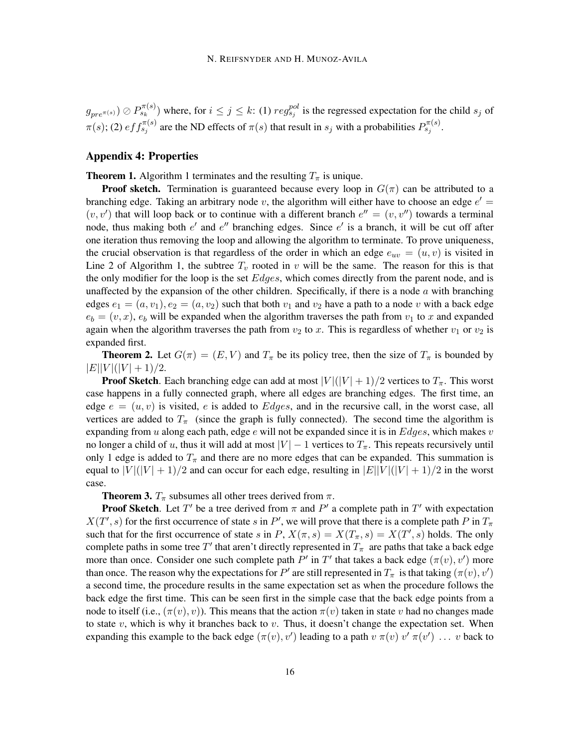$g_{pre^{\pi(s)}}) \oslash P_{s_k}^{\pi(s)})$ where, for $i \leq j \leq k$: (1) $reg_{s_j}^{pol}$ is the regressed expectation for the child $s_j$ of $\pi(s)$; (2) $eff_{s_j}^{\pi(s)}$ are the ND effects of $\pi(s)$ that result in $s_j$ with a probabilities $P_{s_j}^{\pi(s)}$.

## Appendix 4: Properties

**Theorem 1.** Algorithm 1 terminates and the resulting $T_\pi$ is unique.

**Proof sketch.** Termination is guaranteed because every loop in $G(\pi)$ can be attributed to a branching edge. Taking an arbitrary node $v$, the algorithm will either have to choose an edge $e' = (v, v')$ that will loop back or to continue with a different branch $e'' = (v, v'')$ towards a terminal node, thus making both $e'$ and $e''$ branching edges. Since $e'$ is a branch, it will be cut off after one iteration thus removing the loop and allowing the algorithm to terminate. To prove uniqueness, the crucial observation is that regardless of the order in which an edge $e_{uv} = (u, v)$ is visited in Line 2 of Algorithm 1, the subtree $T_v$ rooted in $v$ will be the same. The reason for this is that the only modifier for the loop is the set $Edges$, which comes directly from the parent node, and is unaffected by the expansion of the other children. Specifically, if there is a node $a$ with branching edges $e_1 = (a, v_1), e_2 = (a, v_2)$ such that both $v_1$ and $v_2$ have a path to a node $v$ with a back edge $e_b = (v, x)$, $e_b$ will be expanded when the algorithm traverses the path from $v_1$ to $x$ and expanded again when the algorithm traverses the path from $v_2$ to $x$. This is regardless of whether $v_1$ or $v_2$ is expanded first.

**Theorem 2.** Let $G(\pi) = (E, V)$ and $T_\pi$ be its policy tree, then the size of $T_\pi$ is bounded by $|E||V|(|V| + 1)/2$.

**Proof Sketch**. Each branching edge can add at most $|V|(|V| + 1)/2$ vertices to $T_\pi$. This worst case happens in a fully connected graph, where all edges are branching edges. The first time, an edge $e = (u, v)$ is visited, $e$ is added to $Edges$, and in the recursive call, in the worst case, all vertices are added to $T_\pi$ (since the graph is fully connected). The second time the algorithm is expanding from $u$ along each path, edge $e$ will not be expanded since it is in $Edges$, which makes $v$ no longer a child of $u$, thus it will add at most $|V| - 1$ vertices to $T_\pi$. This repeats recursively until only 1 edge is added to $T_\pi$ and there are no more edges that can be expanded. This summation is equal to $|V|(|V| + 1)/2$ and can occur for each edge, resulting in $|E||V|(|V| + 1)/2$ in the worst case.

**Theorem 3.** $T_\pi$ subsumes all other trees derived from $\pi$.

**Proof Sketch**. Let $T'$ be a tree derived from $\pi$ and $P'$ a complete path in $T'$ with expectation $X(T', s)$ for the first occurrence of state $s$ in $P'$, we will prove that there is a complete path $P$ in $T_\pi$ such that for the first occurrence of state $s$ in $P$, $X(\pi, s) = X(T_\pi, s) = X(T', s)$ holds. The only complete paths in some tree $T'$ that aren't directly represented in $T_\pi$ are paths that take a back edge more than once. Consider one such complete path $P'$ in $T'$ that takes a back edge $(\pi(v), v')$ more than once. The reason why the expectations for $P'$ are still represented in $T_\pi$ is that taking $(\pi(v), v')$ a second time, the procedure results in the same expectation set as when the procedure follows the back edge the first time. This can be seen first in the simple case that the back edge points from a node to itself (i.e., $(\pi(v), v)$). This means that the action $\pi(v)$ taken in state $v$ had no changes made to state $v$, which is why it branches back to $v$. Thus, it doesn't change the expectation set. When expanding this example to the back edge $(\pi(v), v')$ leading to a path $v \; \pi(v) \; v' \; \pi(v') \; \ldots \; v$ back to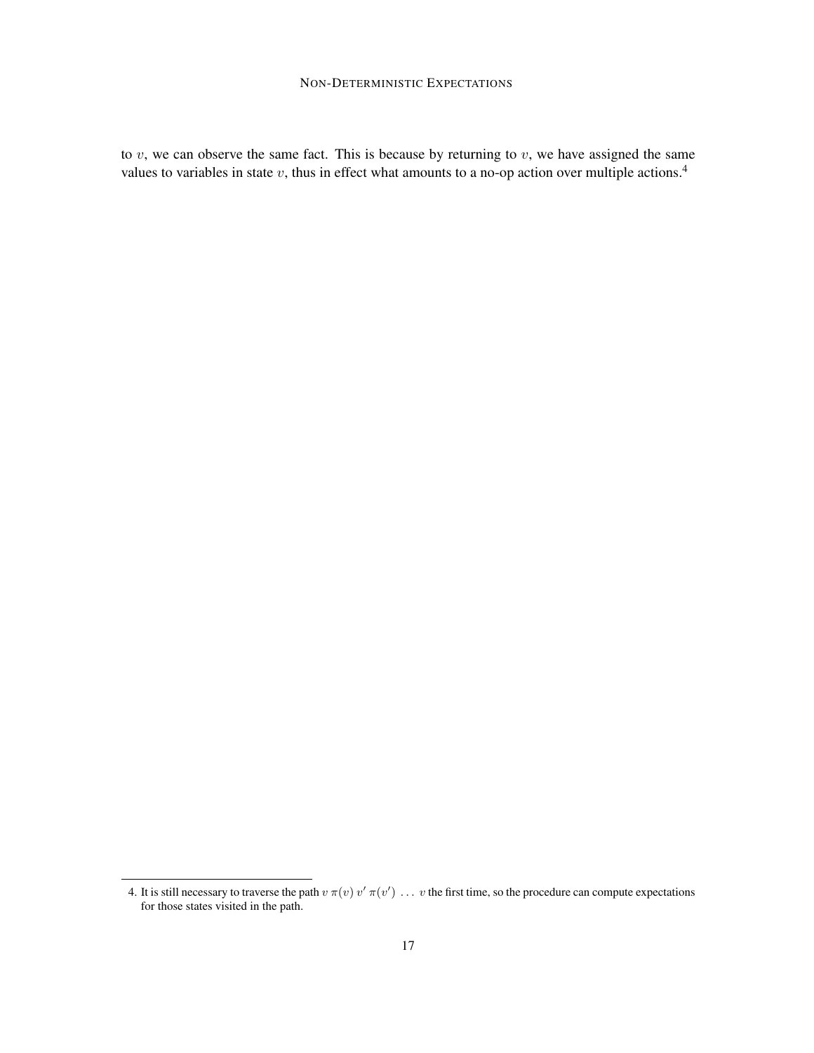to $v$, we can observe the same fact. This is because by returning to $v$, we have assigned the same values to variables in state $v$, thus in effect what amounts to a no-op action over multiple actions.[4]

4. It is still necessary to traverse the path $v\ \pi(v)\ v'\ \pi(v')\ \ldots\ v$ the first time, so the procedure can compute expectations for those states visited in the path.